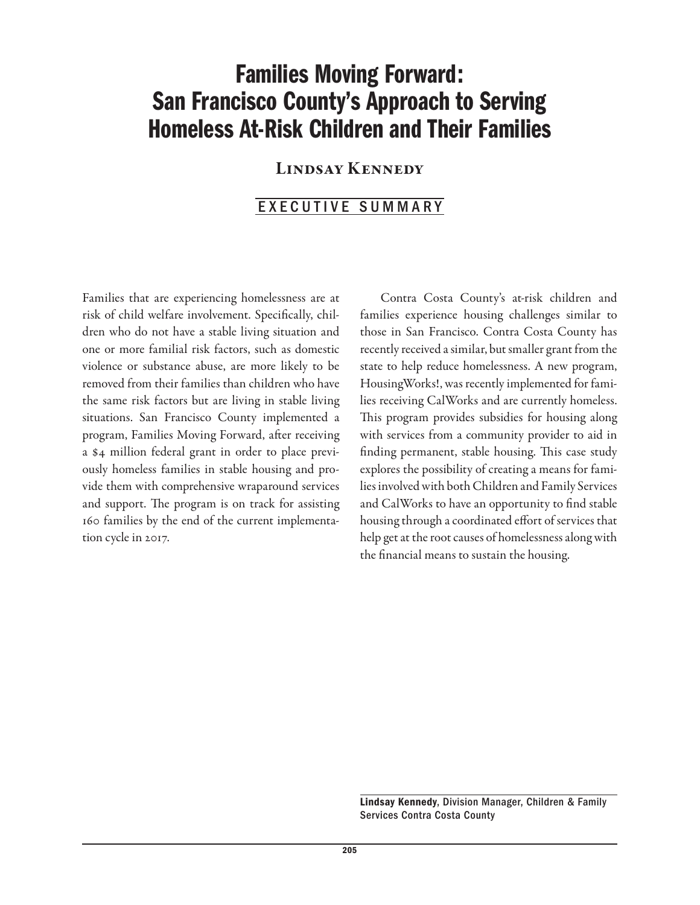# Families Moving Forward: San Francisco County's Approach to Serving Homeless At-Risk Children and Their Families

## Lindsay Kennedy

### EXECUTIVE SUMMARY

Families that are experiencing homelessness are at risk of child welfare involvement. Specifically, children who do not have a stable living situation and one or more familial risk factors, such as domestic violence or substance abuse, are more likely to be removed from their families than children who have the same risk factors but are living in stable living situations. San Francisco County implemented a program, Families Moving Forward, after receiving a $4 million federal grant in order to place previously homeless families in stable housing and provide them with comprehensive wraparound services and support. The program is on track for assisting 160 families by the end of the current implementation cycle in 2017.

Contra Costa County's at-risk children and families experience housing challenges similar to those in San Francisco. Contra Costa County has recently received a similar, but smaller grant from the state to help reduce homelessness. A new program, HousingWorks!, was recently implemented for families receiving CalWorks and are currently homeless. This program provides subsidies for housing along with services from a community provider to aid in finding permanent, stable housing. This case study explores the possibility of creating a means for families involved with both Children and Family Services and CalWorks to have an opportunity to find stable housing through a coordinated effort of services that help get at the root causes of homelessness along with the financial means to sustain the housing.

**Lindsay Kennedy**, Division Manager, Children & Family Services Contra Costa County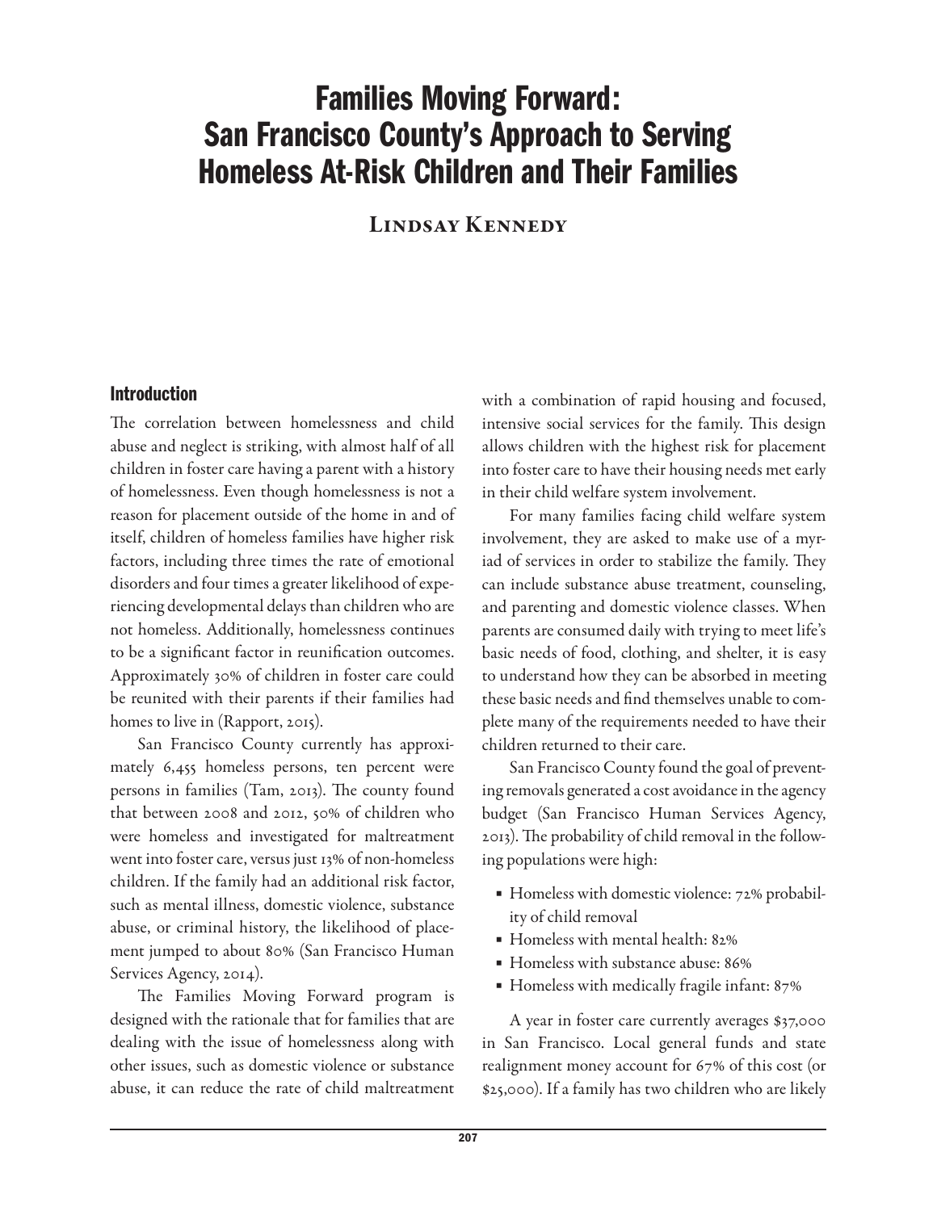# Families Moving Forward: San Francisco County's Approach to Serving Homeless At-Risk Children and Their Families

**Lindsay Kennedy**

## Introduction

The correlation between homelessness and child abuse and neglect is striking, with almost half of all children in foster care having a parent with a history of homelessness. Even though homelessness is not a reason for placement outside of the home in and of itself, children of homeless families have higher risk factors, including three times the rate of emotional disorders and four times a greater likelihood of experiencing developmental delays than children who are not homeless. Additionally, homelessness continues to be a significant factor in reunification outcomes. Approximately 30% of children in foster care could be reunited with their parents if their families had homes to live in (Rapport, 2015).

San Francisco County currently has approximately 6,455 homeless persons, ten percent were persons in families (Tam, 2013). The county found that between 2008 and 2012, 50% of children who were homeless and investigated for maltreatment went into foster care, versus just 13% of non-homeless children. If the family had an additional risk factor, such as mental illness, domestic violence, substance abuse, or criminal history, the likelihood of placement jumped to about 80% (San Francisco Human Services Agency, 2014).

The Families Moving Forward program is designed with the rationale that for families that are dealing with the issue of homelessness along with other issues, such as domestic violence or substance abuse, it can reduce the rate of child maltreatment with a combination of rapid housing and focused, intensive social services for the family. This design allows children with the highest risk for placement into foster care to have their housing needs met early in their child welfare system involvement.

For many families facing child welfare system involvement, they are asked to make use of a myriad of services in order to stabilize the family. They can include substance abuse treatment, counseling, and parenting and domestic violence classes. When parents are consumed daily with trying to meet life's basic needs of food, clothing, and shelter, it is easy to understand how they can be absorbed in meeting these basic needs and find themselves unable to complete many of the requirements needed to have their children returned to their care.

San Francisco County found the goal of preventing removals generated a cost avoidance in the agency budget (San Francisco Human Services Agency, 2013). The probability of child removal in the following populations were high:

- Homeless with domestic violence: 72% probability of child removal
- Homeless with mental health: 82%
- Homeless with substance abuse: 86%
- Homeless with medically fragile infant: 87%

A year in foster care currently averages $37,000 in San Francisco. Local general funds and state realignment money account for 67% of this cost (or $25,000). If a family has two children who are likely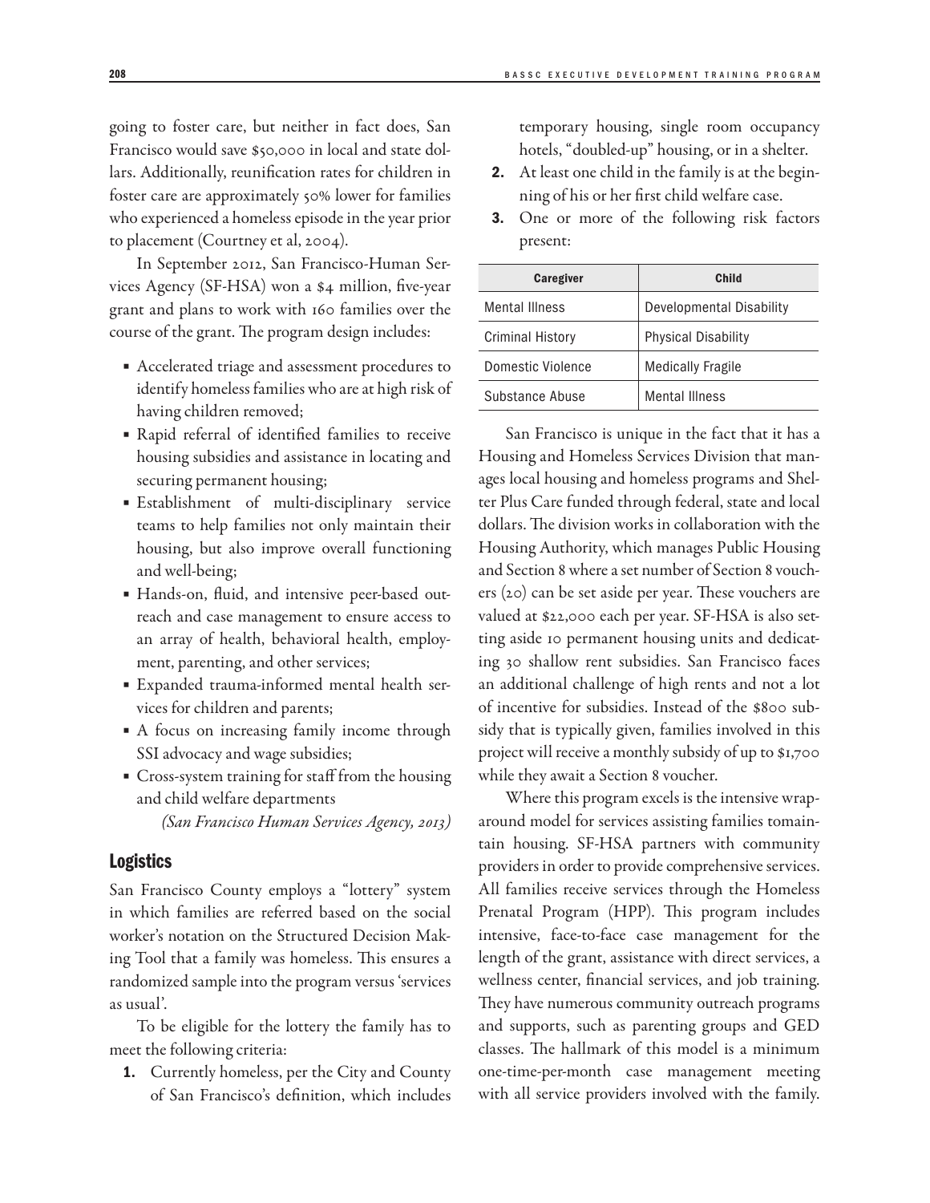going to foster care, but neither in fact does, San Francisco would save $50,000 in local and state dollars. Additionally, reunification rates for children in foster care are approximately 50% lower for families who experienced a homeless episode in the year prior to placement (Courtney et al, 2004).

In September 2012, San Francisco-Human Services Agency (SF-HSA) won a $4 million, five-year grant and plans to work with 160 families over the course of the grant. The program design includes:

- Accelerated triage and assessment procedures to identify homeless families who are at high risk of having children removed;
- Rapid referral of identified families to receive housing subsidies and assistance in locating and securing permanent housing;
- Establishment of multi-disciplinary service teams to help families not only maintain their housing, but also improve overall functioning and well-being;
- Hands-on, fluid, and intensive peer-based outreach and case management to ensure access to an array of health, behavioral health, employment, parenting, and other services;
- Expanded trauma-informed mental health services for children and parents;
- A focus on increasing family income through SSI advocacy and wage subsidies;
- Cross-system training for staff from the housing and child welfare departments

*(San Francisco Human Services Agency, 2013)*

## Logistics

San Francisco County employs a "lottery" system in which families are referred based on the social worker's notation on the Structured Decision Making Tool that a family was homeless. This ensures a randomized sample into the program versus 'services as usual'.

To be eligible for the lottery the family has to meet the following criteria:

1. Currently homeless, per the City and County of San Francisco's definition, which includes temporary housing, single room occupancy hotels, "doubled-up" housing, or in a shelter.
2. At least one child in the family is at the beginning of his or her first child welfare case.
3. One or more of the following risk factors present:

| Caregiver | Child |
|---|---|
| Mental Illness | Developmental Disability |
| Criminal History | Physical Disability |
| Domestic Violence | Medically Fragile |
| Substance Abuse | Mental Illness |

San Francisco is unique in the fact that it has a Housing and Homeless Services Division that manages local housing and homeless programs and Shelter Plus Care funded through federal, state and local dollars. The division works in collaboration with the Housing Authority, which manages Public Housing and Section 8 where a set number of Section 8 vouchers (20) can be set aside per year. These vouchers are valued at $22,000 each per year. SF-HSA is also setting aside 10 permanent housing units and dedicating 30 shallow rent subsidies. San Francisco faces an additional challenge of high rents and not a lot of incentive for subsidies. Instead of the $800 subsidy that is typically given, families involved in this project will receive a monthly subsidy of up to $1,700 while they await a Section 8 voucher.

Where this program excels is the intensive wraparound model for services assisting families tomaintain housing. SF-HSA partners with community providers in order to provide comprehensive services. All families receive services through the Homeless Prenatal Program (HPP). This program includes intensive, face-to-face case management for the length of the grant, assistance with direct services, a wellness center, financial services, and job training. They have numerous community outreach programs and supports, such as parenting groups and GED classes. The hallmark of this model is a minimum one-time-per-month case management meeting with all service providers involved with the family.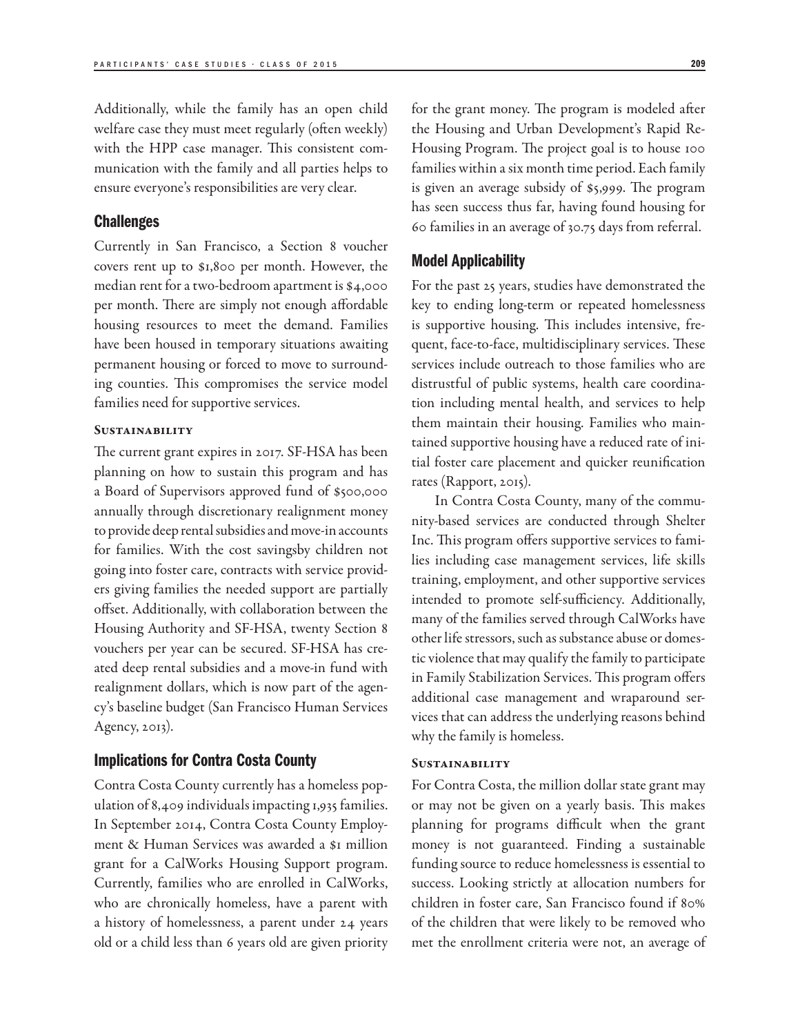Additionally, while the family has an open child welfare case they must meet regularly (often weekly) with the HPP case manager. This consistent communication with the family and all parties helps to ensure everyone's responsibilities are very clear.

## Challenges

Currently in San Francisco, a Section 8 voucher covers rent up to $1,800 per month. However, the median rent for a two-bedroom apartment is $4,000 per month. There are simply not enough affordable housing resources to meet the demand. Families have been housed in temporary situations awaiting permanent housing or forced to move to surrounding counties. This compromises the service model families need for supportive services.

### Sustainability

The current grant expires in 2017. SF-HSA has been planning on how to sustain this program and has a Board of Supervisors approved fund of $500,000 annually through discretionary realignment money to provide deep rental subsidies and move-in accounts for families. With the cost savingsby children not going into foster care, contracts with service providers giving families the needed support are partially offset. Additionally, with collaboration between the Housing Authority and SF-HSA, twenty Section 8 vouchers per year can be secured. SF-HSA has created deep rental subsidies and a move-in fund with realignment dollars, which is now part of the agency's baseline budget (San Francisco Human Services Agency, 2013).

## Implications for Contra Costa County

Contra Costa County currently has a homeless population of 8,409 individuals impacting 1,935 families. In September 2014, Contra Costa County Employment & Human Services was awarded a $1 million grant for a CalWorks Housing Support program. Currently, families who are enrolled in CalWorks, who are chronically homeless, have a parent with a history of homelessness, a parent under 24 years old or a child less than 6 years old are given priority for the grant money. The program is modeled after the Housing and Urban Development's Rapid Re-Housing Program. The project goal is to house 100 families within a six month time period. Each family is given an average subsidy of $5,999. The program has seen success thus far, having found housing for 60 families in an average of 30.75 days from referral.

## Model Applicability

For the past 25 years, studies have demonstrated the key to ending long-term or repeated homelessness is supportive housing. This includes intensive, frequent, face-to-face, multidisciplinary services. These services include outreach to those families who are distrustful of public systems, health care coordination including mental health, and services to help them maintain their housing. Families who maintained supportive housing have a reduced rate of initial foster care placement and quicker reunification rates (Rapport, 2015).

In Contra Costa County, many of the community-based services are conducted through Shelter Inc. This program offers supportive services to families including case management services, life skills training, employment, and other supportive services intended to promote self-sufficiency. Additionally, many of the families served through CalWorks have other life stressors, such as substance abuse or domestic violence that may qualify the family to participate in Family Stabilization Services. This program offers additional case management and wraparound services that can address the underlying reasons behind why the family is homeless.

### Sustainability

For Contra Costa, the million dollar state grant may or may not be given on a yearly basis. This makes planning for programs difficult when the grant money is not guaranteed. Finding a sustainable funding source to reduce homelessness is essential to success. Looking strictly at allocation numbers for children in foster care, San Francisco found if 80% of the children that were likely to be removed who met the enrollment criteria were not, an average of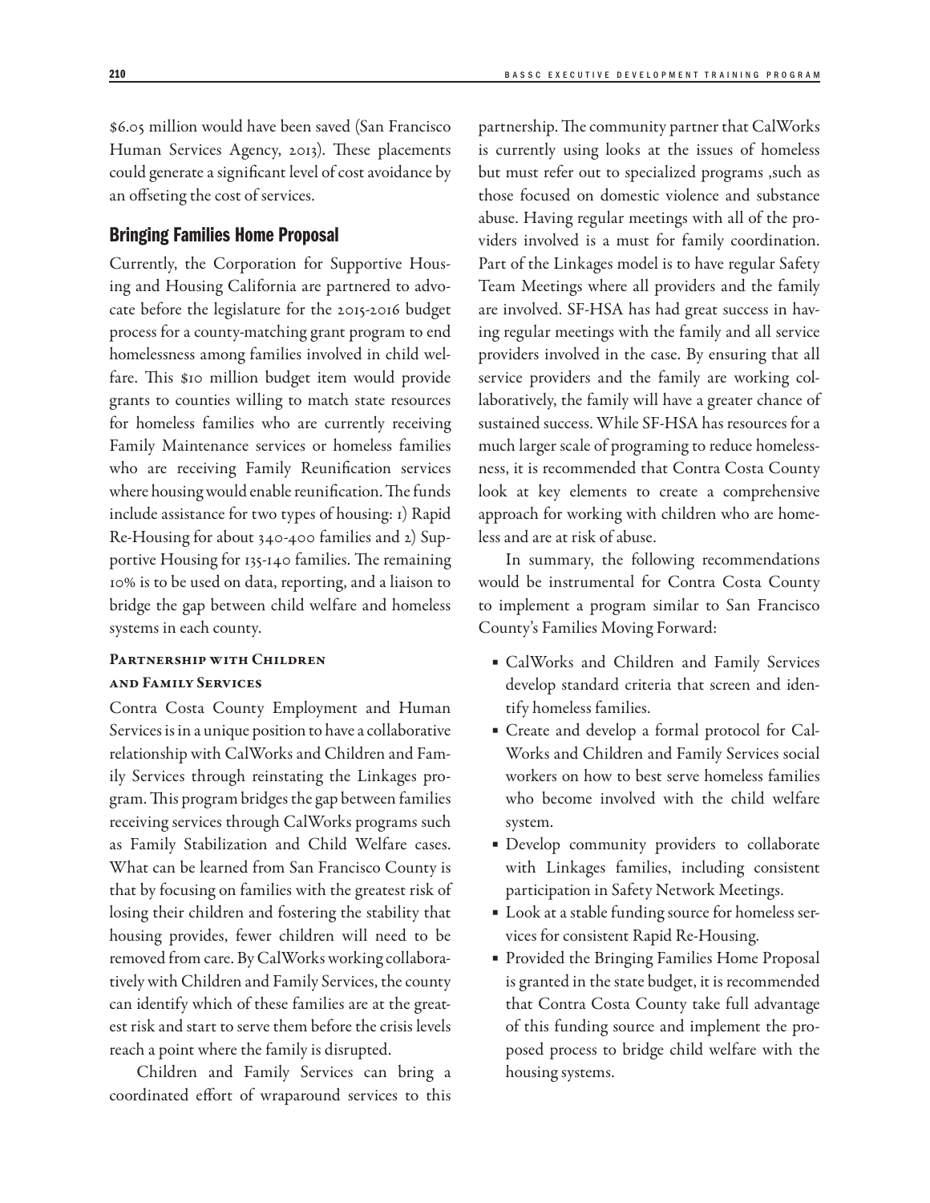$6.05 million would have been saved (San Francisco Human Services Agency, 2013). These placements could generate a significant level of cost avoidance by an offseting the cost of services.

## Bringing Families Home Proposal

Currently, the Corporation for Supportive Housing and Housing California are partnered to advocate before the legislature for the 2015-2016 budget process for a county-matching grant program to end homelessness among families involved in child welfare. This $10 million budget item would provide grants to counties willing to match state resources for homeless families who are currently receiving Family Maintenance services or homeless families who are receiving Family Reunification services where housing would enable reunification. The funds include assistance for two types of housing: 1) Rapid Re-Housing for about 340-400 families and 2) Supportive Housing for 135-140 families. The remaining 10% is to be used on data, reporting, and a liaison to bridge the gap between child welfare and homeless systems in each county.

### Partnership with Children and Family Services

Contra Costa County Employment and Human Services is in a unique position to have a collaborative relationship with CalWorks and Children and Family Services through reinstating the Linkages program. This program bridges the gap between families receiving services through CalWorks programs such as Family Stabilization and Child Welfare cases. What can be learned from San Francisco County is that by focusing on families with the greatest risk of losing their children and fostering the stability that housing provides, fewer children will need to be removed from care. By CalWorks working collaboratively with Children and Family Services, the county can identify which of these families are at the greatest risk and start to serve them before the crisis levels reach a point where the family is disrupted.

Children and Family Services can bring a coordinated effort of wraparound services to this partnership. The community partner that CalWorks is currently using looks at the issues of homeless but must refer out to specialized programs ,such as those focused on domestic violence and substance abuse. Having regular meetings with all of the providers involved is a must for family coordination. Part of the Linkages model is to have regular Safety Team Meetings where all providers and the family are involved. SF-HSA has had great success in having regular meetings with the family and all service providers involved in the case. By ensuring that all service providers and the family are working collaboratively, the family will have a greater chance of sustained success. While SF-HSA has resources for a much larger scale of programing to reduce homelessness, it is recommended that Contra Costa County look at key elements to create a comprehensive approach for working with children who are homeless and are at risk of abuse.

In summary, the following recommendations would be instrumental for Contra Costa County to implement a program similar to San Francisco County's Families Moving Forward:

- CalWorks and Children and Family Services develop standard criteria that screen and identify homeless families.
- Create and develop a formal protocol for CalWorks and Children and Family Services social workers on how to best serve homeless families who become involved with the child welfare system.
- Develop community providers to collaborate with Linkages families, including consistent participation in Safety Network Meetings.
- Look at a stable funding source for homeless services for consistent Rapid Re-Housing.
- Provided the Bringing Families Home Proposal is granted in the state budget, it is recommended that Contra Costa County take full advantage of this funding source and implement the proposed process to bridge child welfare with the housing systems.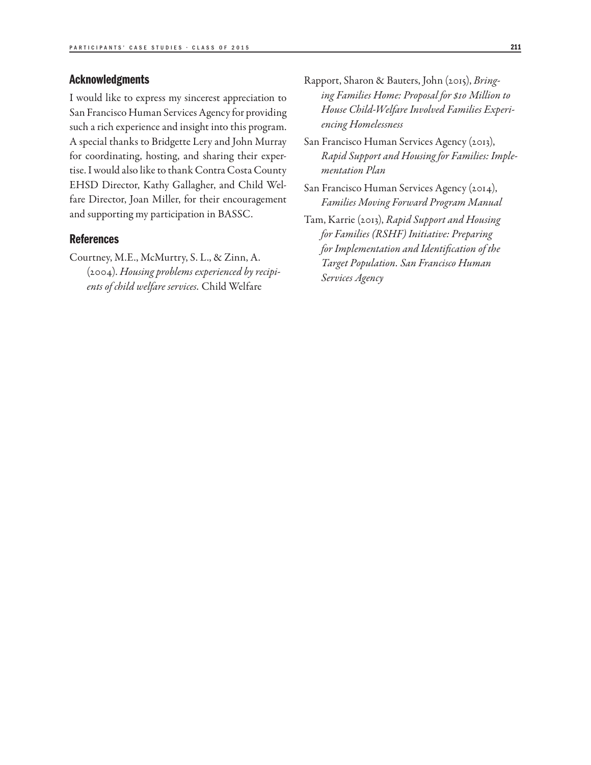## Acknowledgments

I would like to express my sincerest appreciation to San Francisco Human Services Agency for providing such a rich experience and insight into this program. A special thanks to Bridgette Lery and John Murray for coordinating, hosting, and sharing their expertise. I would also like to thank Contra Costa County EHSD Director, Kathy Gallagher, and Child Welfare Director, Joan Miller, for their encouragement and supporting my participation in BASSC.

## References

Courtney, M.E., McMurtry, S. L., & Zinn, A. (2004). *Housing problems experienced by recipients of child welfare services.* Child Welfare

Rapport, Sharon & Bauters, John (2015), *Bringing Families Home: Proposal for $10 Million to House Child-Welfare Involved Families Experiencing Homelessness*

San Francisco Human Services Agency (2013), *Rapid Support and Housing for Families: Implementation Plan*

San Francisco Human Services Agency (2014), *Families Moving Forward Program Manual*

Tam, Karrie (2013), *Rapid Support and Housing for Families (RSHF) Initiative: Preparing for Implementation and Identification of the Target Population. San Francisco Human Services Agency*